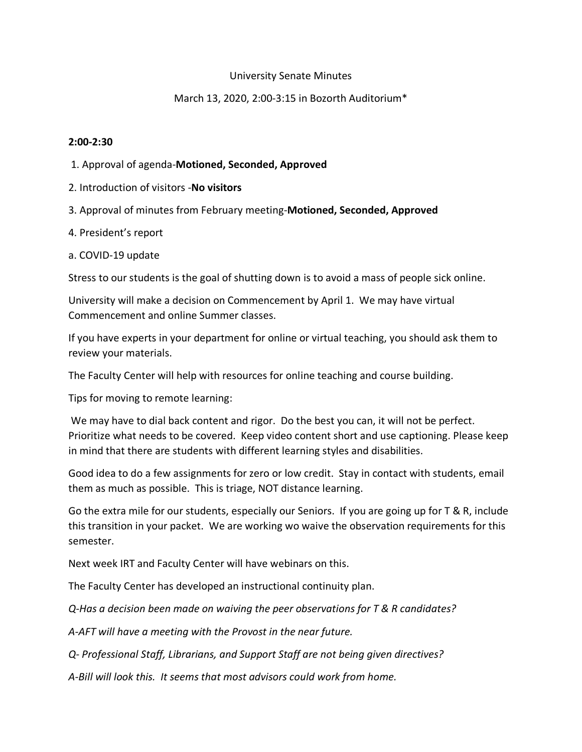University Senate Minutes

March 13, 2020, 2:00-3:15 in Bozorth Auditorium*

**2:00-2:30**

1. Approval of agenda-**Motioned, Seconded, Approved**

2. Introduction of visitors -**No visitors**

3. Approval of minutes from February meeting-**Motioned, Seconded, Approved**

4. President's report

a. COVID-19 update

Stress to our students is the goal of shutting down is to avoid a mass of people sick online.

University will make a decision on Commencement by April 1. We may have virtual Commencement and online Summer classes.

If you have experts in your department for online or virtual teaching, you should ask them to review your materials.

The Faculty Center will help with resources for online teaching and course building.

Tips for moving to remote learning:

We may have to dial back content and rigor. Do the best you can, it will not be perfect. Prioritize what needs to be covered. Keep video content short and use captioning. Please keep in mind that there are students with different learning styles and disabilities.

Good idea to do a few assignments for zero or low credit. Stay in contact with students, email them as much as possible. This is triage, NOT distance learning.

Go the extra mile for our students, especially our Seniors. If you are going up for T & R, include this transition in your packet. We are working wo waive the observation requirements for this semester.

Next week IRT and Faculty Center will have webinars on this.

The Faculty Center has developed an instructional continuity plan.

*Q-Has a decision been made on waiving the peer observations for T & R candidates?*

*A-AFT will have a meeting with the Provost in the near future.*

*Q- Professional Staff, Librarians, and Support Staff are not being given directives?*

*A-Bill will look this. It seems that most advisors could work from home.*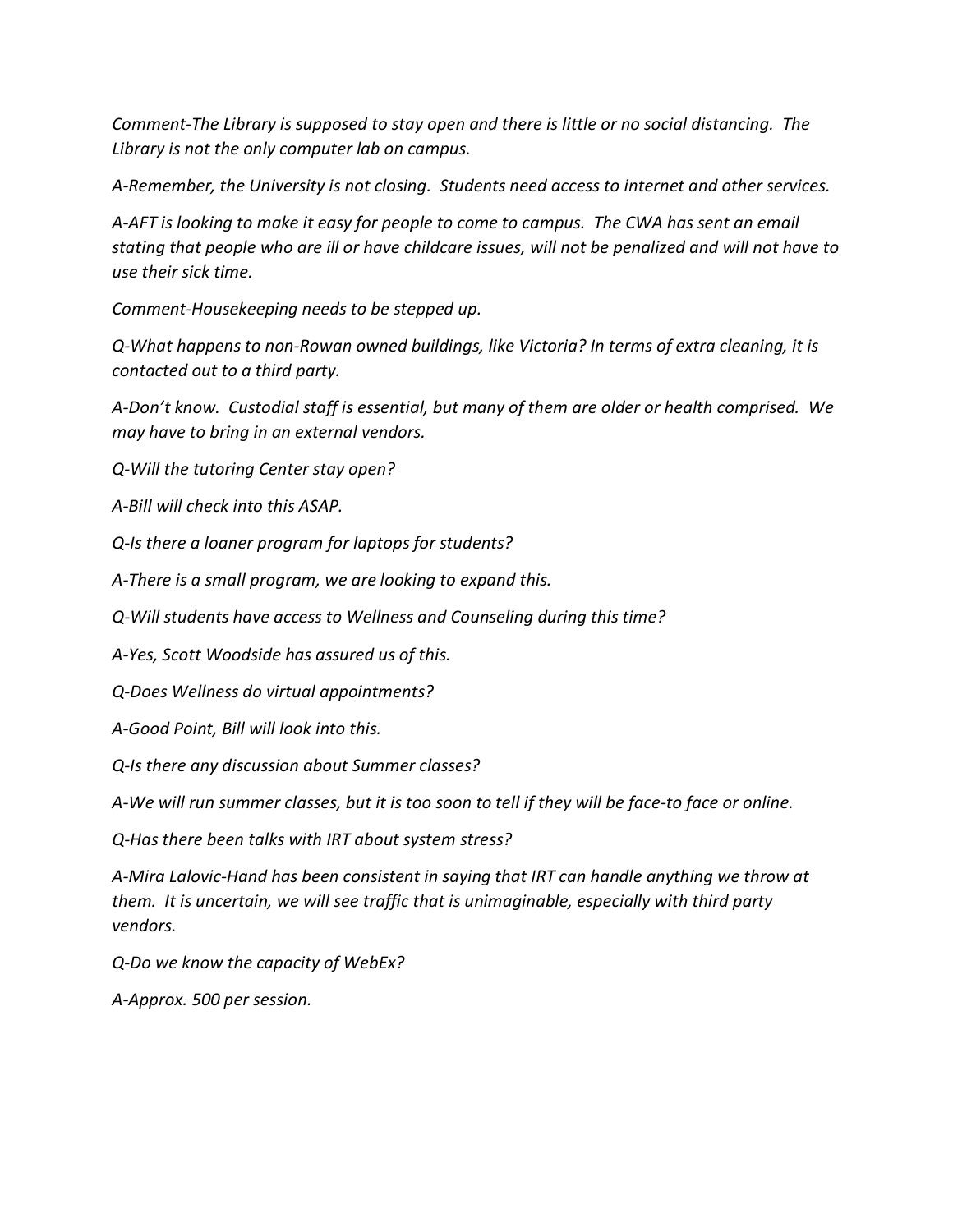*Comment-The Library is supposed to stay open and there is little or no social distancing. The Library is not the only computer lab on campus.*

*A-Remember, the University is not closing. Students need access to internet and other services.*

*A-AFT is looking to make it easy for people to come to campus. The CWA has sent an email stating that people who are ill or have childcare issues, will not be penalized and will not have to use their sick time.*

*Comment-Housekeeping needs to be stepped up.*

*Q-What happens to non-Rowan owned buildings, like Victoria? In terms of extra cleaning, it is contacted out to a third party.*

*A-Don't know. Custodial staff is essential, but many of them are older or health comprised. We may have to bring in an external vendors.*

*Q-Will the tutoring Center stay open?*

*A-Bill will check into this ASAP.*

*Q-Is there a loaner program for laptops for students?*

*A-There is a small program, we are looking to expand this.*

*Q-Will students have access to Wellness and Counseling during this time?*

*A-Yes, Scott Woodside has assured us of this.*

*Q-Does Wellness do virtual appointments?*

*A-Good Point, Bill will look into this.*

*Q-Is there any discussion about Summer classes?*

*A-We will run summer classes, but it is too soon to tell if they will be face-to face or online.*

*Q-Has there been talks with IRT about system stress?*

*A-Mira Lalovic-Hand has been consistent in saying that IRT can handle anything we throw at them. It is uncertain, we will see traffic that is unimaginable, especially with third party vendors.*

*Q-Do we know the capacity of WebEx?*

*A-Approx. 500 per session.*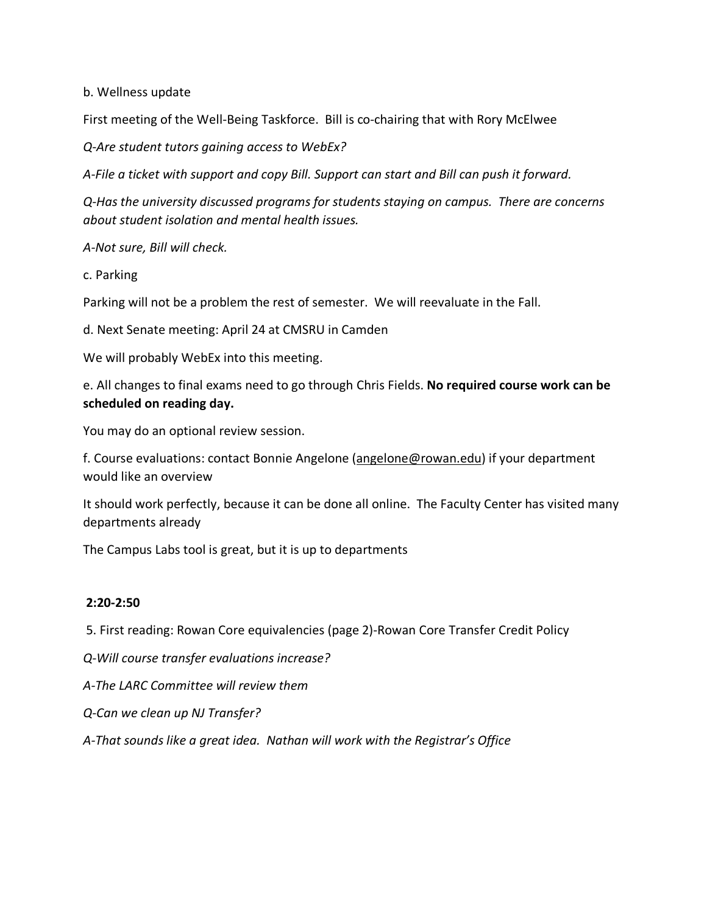b. Wellness update

First meeting of the Well-Being Taskforce. Bill is co-chairing that with Rory McElwee

*Q-Are student tutors gaining access to WebEx?*

*A-File a ticket with support and copy Bill. Support can start and Bill can push it forward.*

*Q-Has the university discussed programs for students staying on campus. There are concerns about student isolation and mental health issues.*

*A-Not sure, Bill will check.*

c. Parking

Parking will not be a problem the rest of semester. We will reevaluate in the Fall.

d. Next Senate meeting: April 24 at CMSRU in Camden

We will probably WebEx into this meeting.

e. All changes to final exams need to go through Chris Fields. **No required course work can be scheduled on reading day.**

You may do an optional review session.

f. Course evaluations: contact Bonnie Angelone (angelone@rowan.edu) if your department would like an overview

It should work perfectly, because it can be done all online. The Faculty Center has visited many departments already

The Campus Labs tool is great, but it is up to departments

**2:20-2:50**

5. First reading: Rowan Core equivalencies (page 2)-Rowan Core Transfer Credit Policy

*Q-Will course transfer evaluations increase?*

*A-The LARC Committee will review them*

*Q-Can we clean up NJ Transfer?*

*A-That sounds like a great idea. Nathan will work with the Registrar's Office*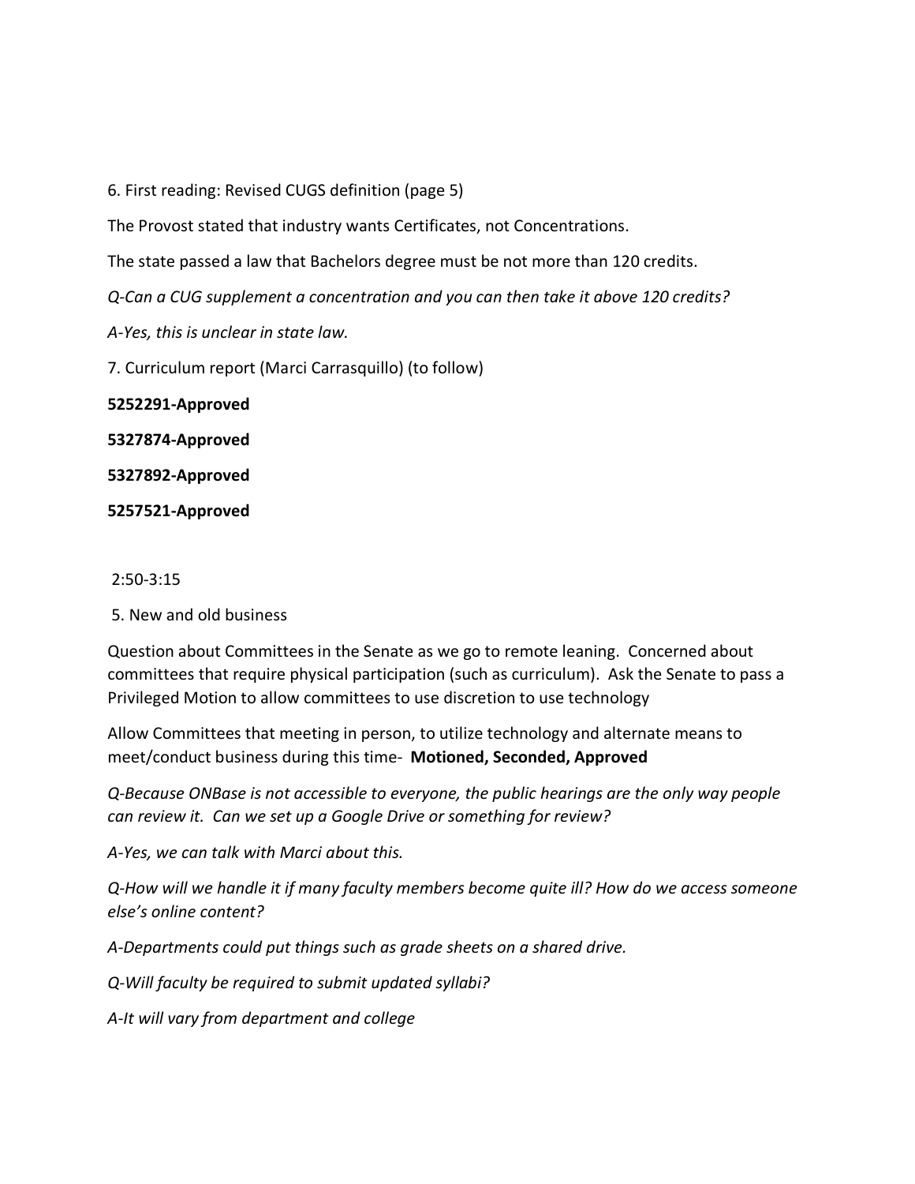6. First reading: Revised CUGS definition (page 5)

The Provost stated that industry wants Certificates, not Concentrations.

The state passed a law that Bachelors degree must be not more than 120 credits.

*Q-Can a CUG supplement a concentration and you can then take it above 120 credits?*

*A-Yes, this is unclear in state law.*

7. Curriculum report (Marci Carrasquillo) (to follow)

**5252291-Approved**

**5327874-Approved**

**5327892-Approved**

**5257521-Approved**

2:50-3:15

5. New and old business

Question about Committees in the Senate as we go to remote leaning. Concerned about committees that require physical participation (such as curriculum). Ask the Senate to pass a Privileged Motion to allow committees to use discretion to use technology

Allow Committees that meeting in person, to utilize technology and alternate means to meet/conduct business during this time- **Motioned, Seconded, Approved**

*Q-Because ONBase is not accessible to everyone, the public hearings are the only way people can review it. Can we set up a Google Drive or something for review?*

*A-Yes, we can talk with Marci about this.*

*Q-How will we handle it if many faculty members become quite ill? How do we access someone else's online content?*

*A-Departments could put things such as grade sheets on a shared drive.*

*Q-Will faculty be required to submit updated syllabi?*

*A-It will vary from department and college*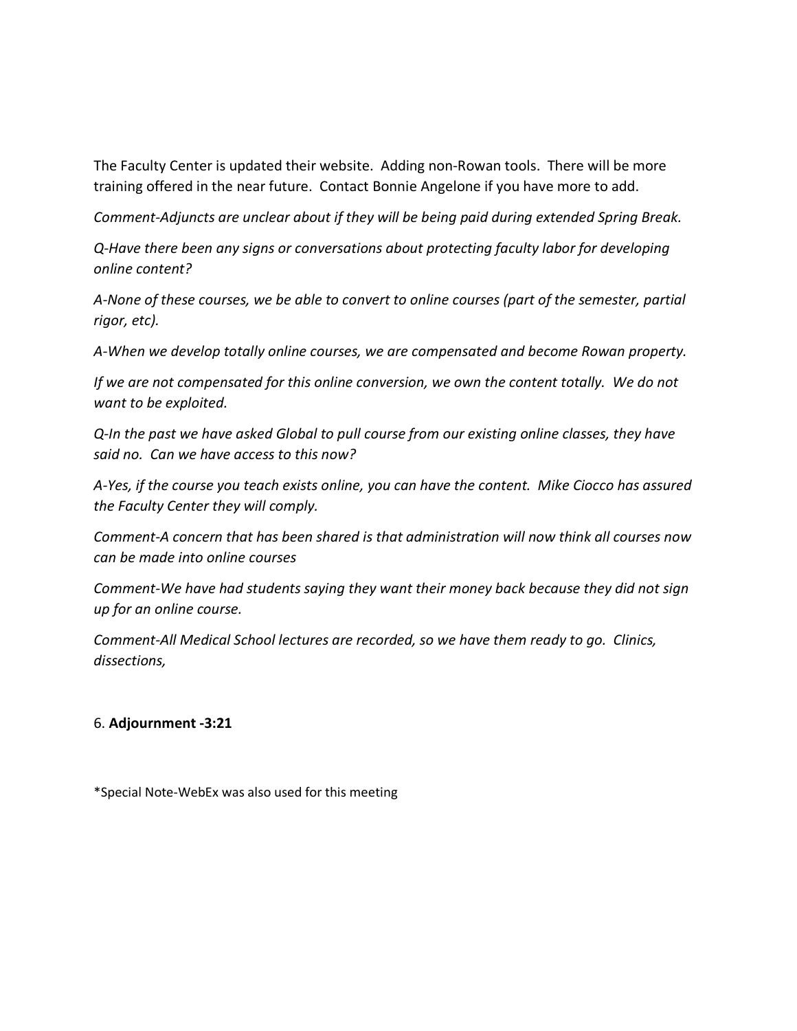The Faculty Center is updated their website. Adding non-Rowan tools. There will be more training offered in the near future. Contact Bonnie Angelone if you have more to add.

*Comment-Adjuncts are unclear about if they will be being paid during extended Spring Break.*

*Q-Have there been any signs or conversations about protecting faculty labor for developing online content?*

*A-None of these courses, we be able to convert to online courses (part of the semester, partial rigor, etc).*

*A-When we develop totally online courses, we are compensated and become Rowan property.*

*If we are not compensated for this online conversion, we own the content totally. We do not want to be exploited.*

*Q-In the past we have asked Global to pull course from our existing online classes, they have said no. Can we have access to this now?*

*A-Yes, if the course you teach exists online, you can have the content. Mike Ciocco has assured the Faculty Center they will comply.*

*Comment-A concern that has been shared is that administration will now think all courses now can be made into online courses*

*Comment-We have had students saying they want their money back because they did not sign up for an online course.*

*Comment-All Medical School lectures are recorded, so we have them ready to go. Clinics, dissections,*

6. **Adjournment -3:21**

*Special Note-WebEx was also used for this meeting